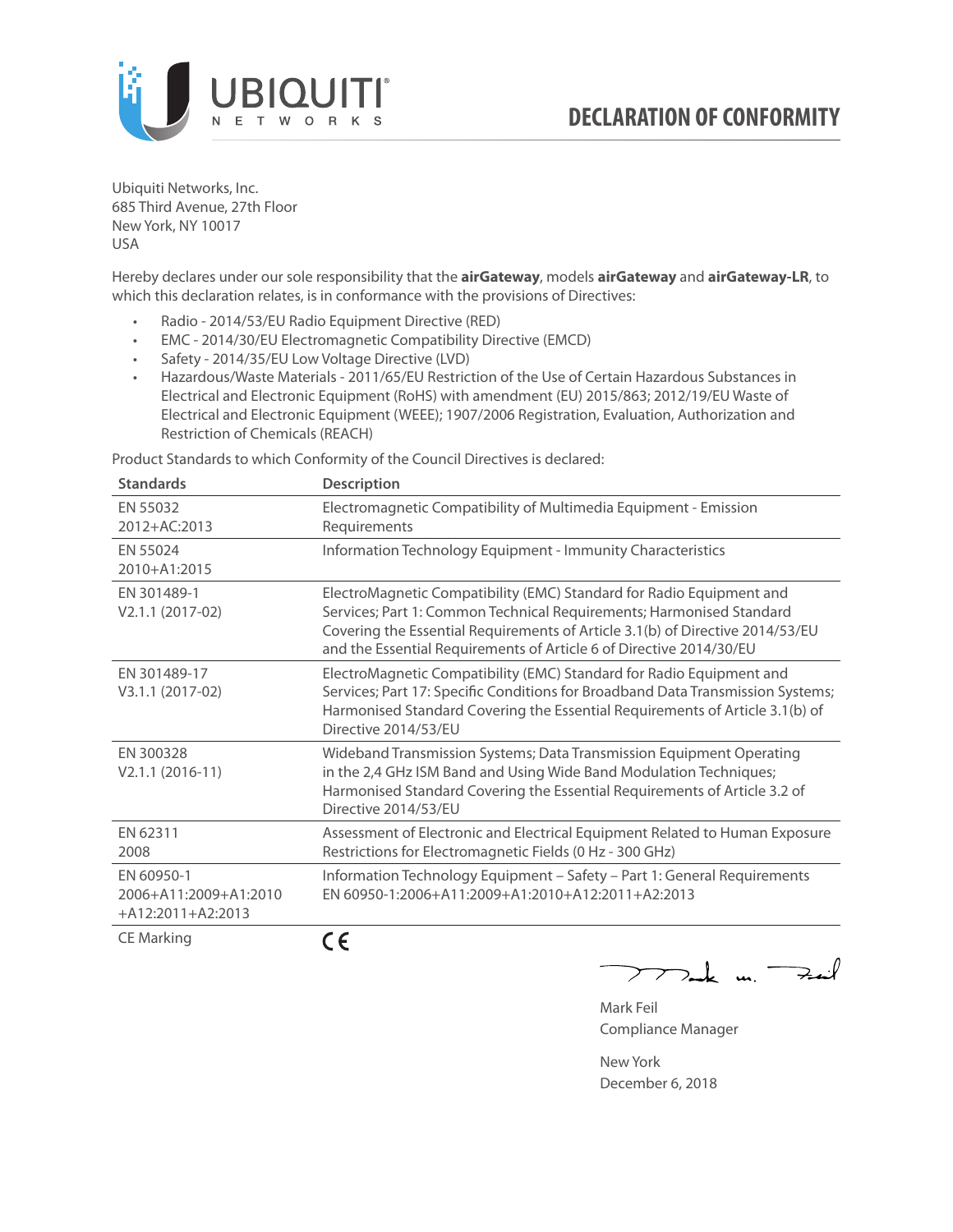# DECLARATION OF CONFORMITY

Ubiquiti Networks, Inc.
685 Third Avenue, 27th Floor
New York, NY 10017
USA

Hereby declares under our sole responsibility that the **airGateway**, models **airGateway** and **airGateway-LR**, to which this declaration relates, is in conformance with the provisions of Directives:

- Radio - 2014/53/EU Radio Equipment Directive (RED)
- EMC - 2014/30/EU Electromagnetic Compatibility Directive (EMCD)
- Safety - 2014/35/EU Low Voltage Directive (LVD)
- Hazardous/Waste Materials - 2011/65/EU Restriction of the Use of Certain Hazardous Substances in Electrical and Electronic Equipment (RoHS) with amendment (EU) 2015/863; 2012/19/EU Waste of Electrical and Electronic Equipment (WEEE); 1907/2006 Registration, Evaluation, Authorization and Restriction of Chemicals (REACH)

Product Standards to which Conformity of the Council Directives is declared:

| Standards | Description |
|---|---|
| EN 55032 2012+AC:2013 | Electromagnetic Compatibility of Multimedia Equipment - Emission Requirements |
| EN 55024 2010+A1:2015 | Information Technology Equipment - Immunity Characteristics |
| EN 301489-1 V2.1.1 (2017-02) | ElectroMagnetic Compatibility (EMC) Standard for Radio Equipment and Services; Part 1: Common Technical Requirements; Harmonised Standard Covering the Essential Requirements of Article 3.1(b) of Directive 2014/53/EU and the Essential Requirements of Article 6 of Directive 2014/30/EU |
| EN 301489-17 V3.1.1 (2017-02) | ElectroMagnetic Compatibility (EMC) Standard for Radio Equipment and Services; Part 17: Specific Conditions for Broadband Data Transmission Systems; Harmonised Standard Covering the Essential Requirements of Article 3.1(b) of Directive 2014/53/EU |
| EN 300328 V2.1.1 (2016-11) | Wideband Transmission Systems; Data Transmission Equipment Operating in the 2,4 GHz ISM Band and Using Wide Band Modulation Techniques; Harmonised Standard Covering the Essential Requirements of Article 3.2 of Directive 2014/53/EU |
| EN 62311 2008 | Assessment of Electronic and Electrical Equipment Related to Human Exposure Restrictions for Electromagnetic Fields (0 Hz - 300 GHz) |
| EN 60950-1 2006+A11:2009+A1:2010 +A12:2011+A2:2013 | Information Technology Equipment – Safety – Part 1: General Requirements EN 60950-1:2006+A11:2009+A1:2010+A12:2011+A2:2013 |
| CE Marking | CE |

Mark Feil
Compliance Manager

New York
December 6, 2018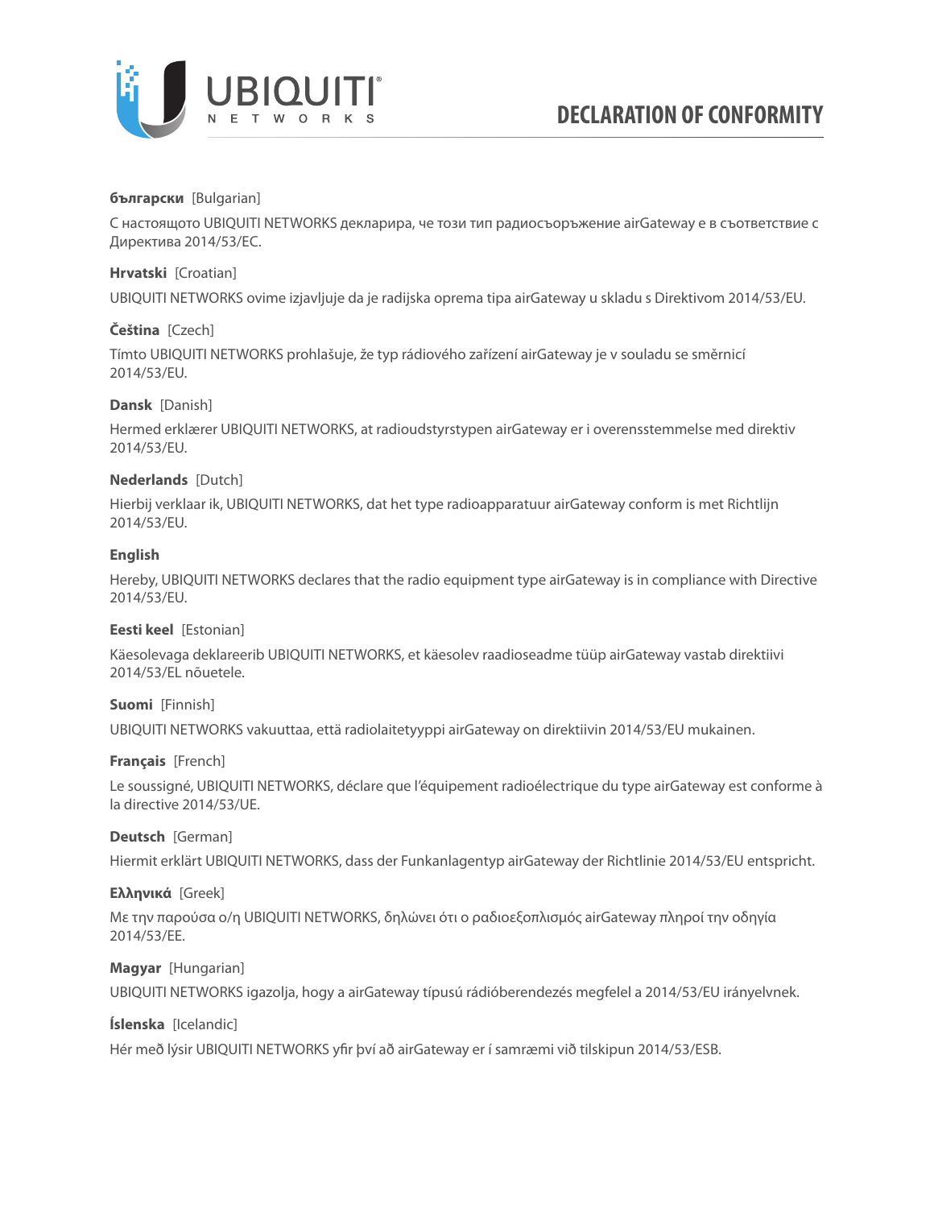# DECLARATION OF CONFORMITY

**български** [Bulgarian]

С настоящото UBIQUITI NETWORKS декларира, че този тип радиосъоръжение airGateway е в съответствие с Директива 2014/53/ЕС.

**Hrvatski** [Croatian]

UBIQUITI NETWORKS ovime izjavljuje da je radijska oprema tipa airGateway u skladu s Direktivom 2014/53/EU.

**Čeština** [Czech]

Tímto UBIQUITI NETWORKS prohlašuje, že typ rádiového zařízení airGateway je v souladu se směrnicí 2014/53/EU.

**Dansk** [Danish]

Hermed erklærer UBIQUITI NETWORKS, at radioudstyrstypen airGateway er i overensstemmelse med direktiv 2014/53/EU.

**Nederlands** [Dutch]

Hierbij verklaar ik, UBIQUITI NETWORKS, dat het type radioapparatuur airGateway conform is met Richtlijn 2014/53/EU.

**English**

Hereby, UBIQUITI NETWORKS declares that the radio equipment type airGateway is in compliance with Directive 2014/53/EU.

**Eesti keel** [Estonian]

Käesolevaga deklareerib UBIQUITI NETWORKS, et käesolev raadioseadme tüüp airGateway vastab direktiivi 2014/53/EL nõuetele.

**Suomi** [Finnish]

UBIQUITI NETWORKS vakuuttaa, että radiolaitetyyppi airGateway on direktiivin 2014/53/EU mukainen.

**Français** [French]

Le soussigné, UBIQUITI NETWORKS, déclare que l'équipement radioélectrique du type airGateway est conforme à la directive 2014/53/UE.

**Deutsch** [German]

Hiermit erklärt UBIQUITI NETWORKS, dass der Funkanlagentyp airGateway der Richtlinie 2014/53/EU entspricht.

**Ελληνικά** [Greek]

Με την παρούσα ο/η UBIQUITI NETWORKS, δηλώνει ότι ο ραδιοεξοπλισμός airGateway πληροί την οδηγία 2014/53/ΕΕ.

**Magyar** [Hungarian]

UBIQUITI NETWORKS igazolja, hogy a airGateway típusú rádióberendezés megfelel a 2014/53/EU irányelvnek.

**Íslenska** [Icelandic]

Hér með lýsir UBIQUITI NETWORKS yfir því að airGateway er í samræmi við tilskipun 2014/53/ESB.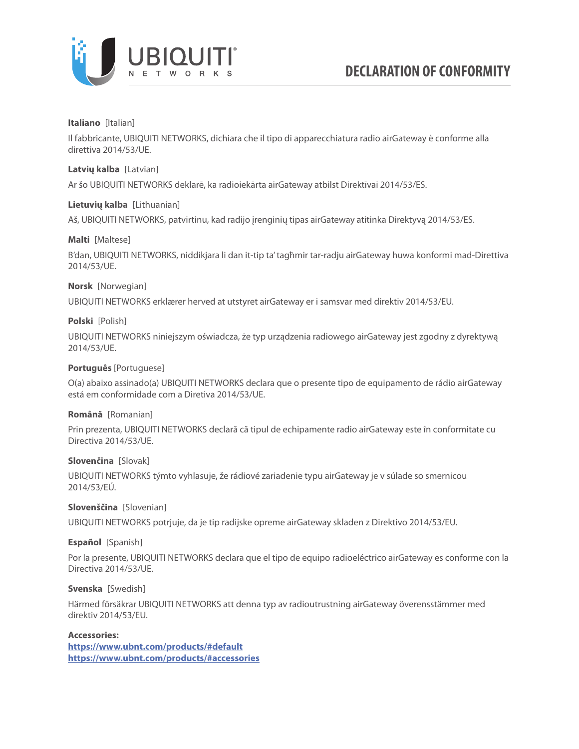**Italiano** [Italian]

Il fabbricante, UBIQUITI NETWORKS, dichiara che il tipo di apparecchiatura radio airGateway è conforme alla direttiva 2014/53/UE.

**Latvių kalba** [Latvian]

Ar šo UBIQUITI NETWORKS deklarē, ka radioiekārta airGateway atbilst Direktīvai 2014/53/ES.

**Lietuvių kalba** [Lithuanian]

Aš, UBIQUITI NETWORKS, patvirtinu, kad radijo įrenginių tipas airGateway atitinka Direktyvą 2014/53/ES.

**Malti** [Maltese]

B'dan, UBIQUITI NETWORKS, niddikjara li dan it-tip ta' tagħmir tar-radju airGateway huwa konformi mad-Direttiva 2014/53/UE.

**Norsk** [Norwegian]

UBIQUITI NETWORKS erklærer herved at utstyret airGateway er i samsvar med direktiv 2014/53/EU.

**Polski** [Polish]

UBIQUITI NETWORKS niniejszym oświadcza, że typ urządzenia radiowego airGateway jest zgodny z dyrektywą 2014/53/UE.

**Português** [Portuguese]

O(a) abaixo assinado(a) UBIQUITI NETWORKS declara que o presente tipo de equipamento de rádio airGateway está em conformidade com a Diretiva 2014/53/UE.

**Română** [Romanian]

Prin prezenta, UBIQUITI NETWORKS declară că tipul de echipamente radio airGateway este în conformitate cu Directiva 2014/53/UE.

**Slovenčina** [Slovak]

UBIQUITI NETWORKS týmto vyhlasuje, že rádiové zariadenie typu airGateway je v súlade so smernicou 2014/53/EÚ.

**Slovenščina** [Slovenian]

UBIQUITI NETWORKS potrjuje, da je tip radijske opreme airGateway skladen z Direktivo 2014/53/EU.

**Español** [Spanish]

Por la presente, UBIQUITI NETWORKS declara que el tipo de equipo radioeléctrico airGateway es conforme con la Directiva 2014/53/UE.

**Svenska** [Swedish]

Härmed försäkrar UBIQUITI NETWORKS att denna typ av radioutrustning airGateway överensstämmer med direktiv 2014/53/EU.

**Accessories:**
**https://www.ubnt.com/products/#default**
**https://www.ubnt.com/products/#accessories**